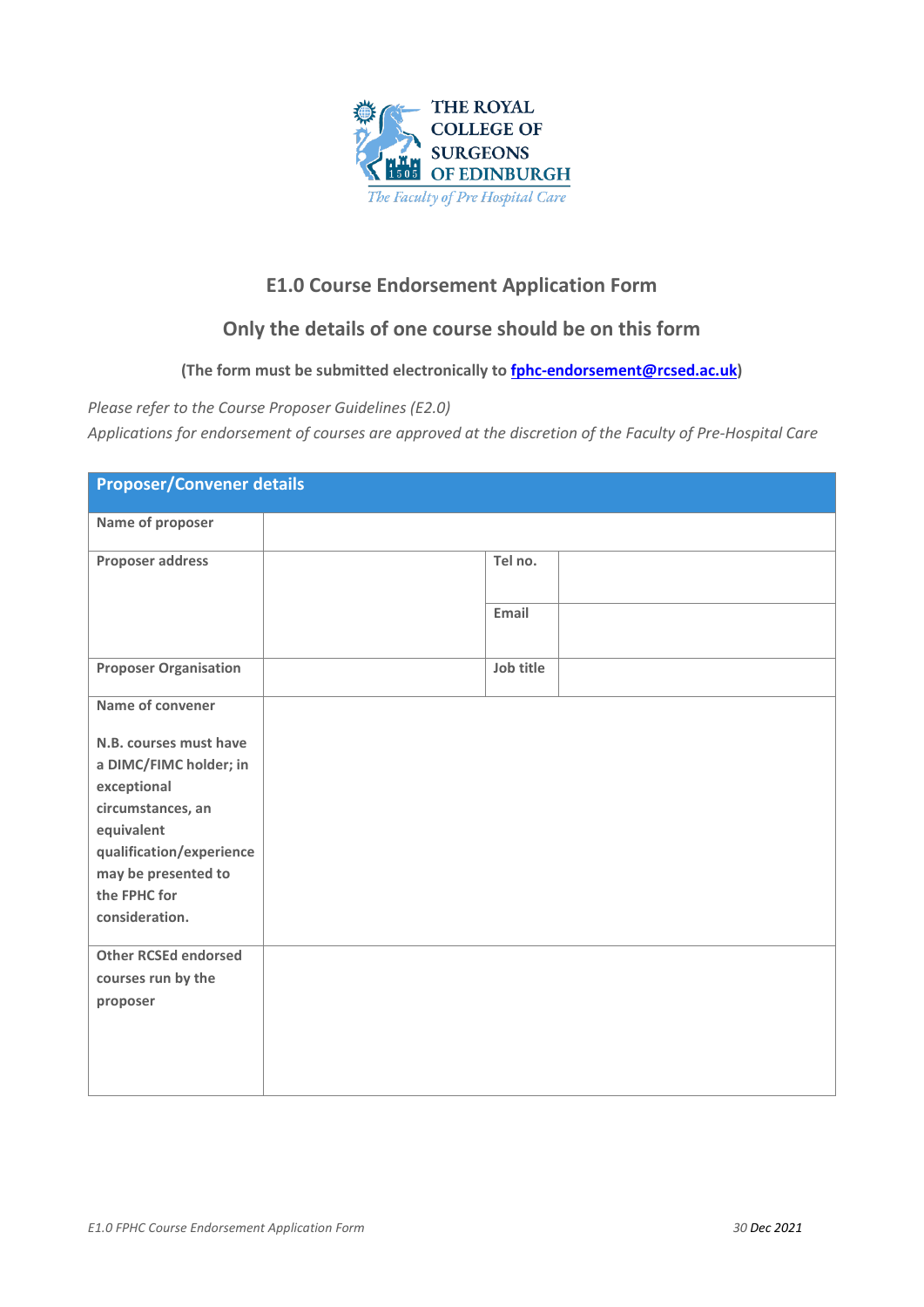THE ROYAL COLLEGE OF SURGEONS OF EDINBURGH

*The Faculty of Pre Hospital Care*

## E1.0 Course Endorsement Application Form

## Only the details of one course should be on this form

**(The form must be submitted electronically to fphc-endorsement@rcsed.ac.uk)**

*Please refer to the Course Proposer Guidelines (E2.0)*

*Applications for endorsement of courses are approved at the discretion of the Faculty of Pre-Hospital Care*

| **Proposer/Convener details** | | | |
|---|---|---|---|
| **Name of proposer** | | | |
| **Proposer address** | | **Tel no.** | |
| | | **Email** | |
| **Proposer Organisation** | | **Job title** | |
| **Name of convener**<br><br>**N.B. courses must have a DIMC/FIMC holder; in exceptional circumstances, an equivalent qualification/experience may be presented to the FPHC for consideration.** | | | |
| **Other RCSEd endorsed courses run by the proposer** | | | |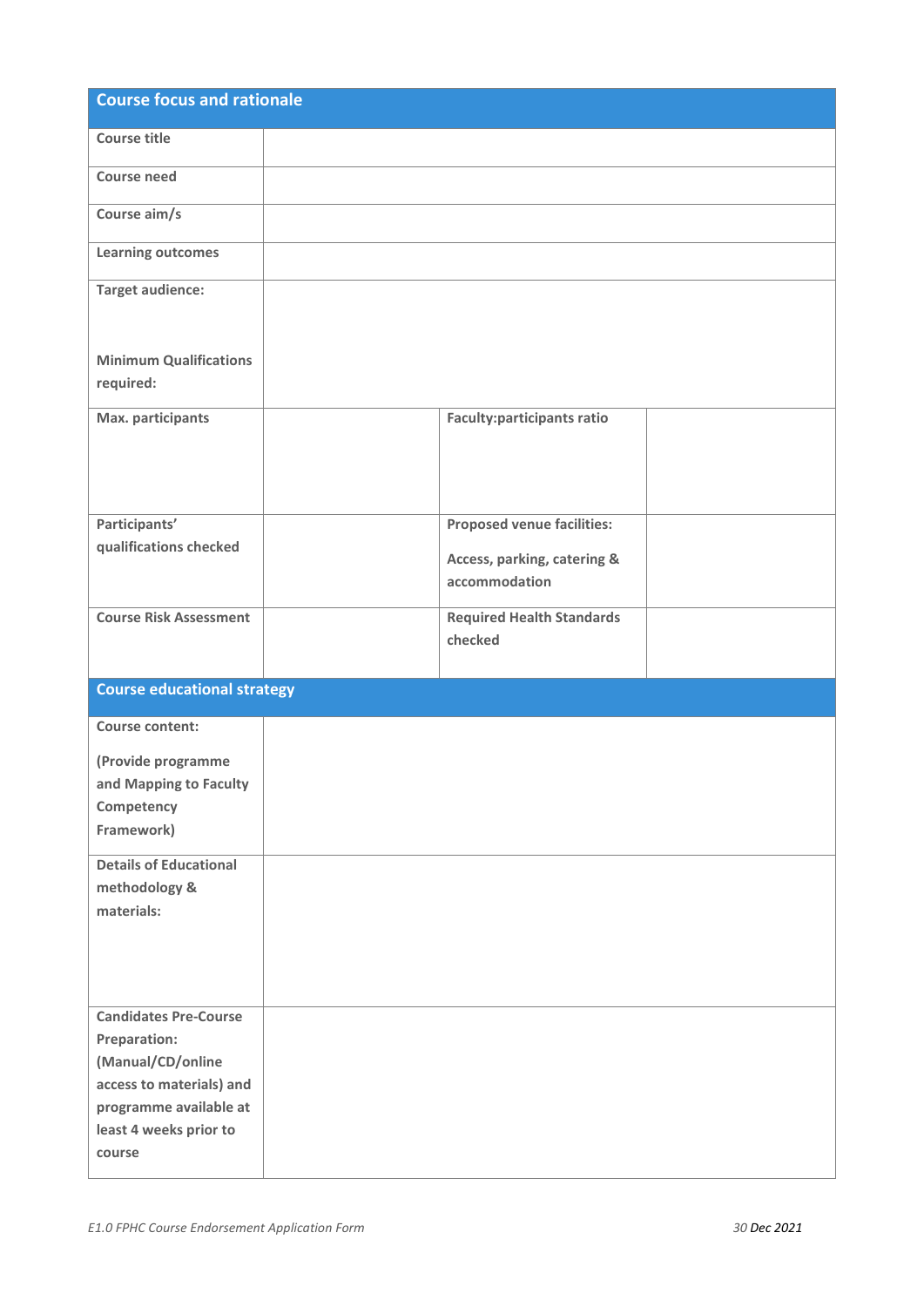| Course focus and rationale | | | |
|---|---|---|---|
| Course title | | | |
| Course need | | | |
| Course aim/s | | | |
| Learning outcomes | | | |
| Target audience:<br><br>Minimum Qualifications required: | | | |
| Max. participants | | Faculty:participants ratio | |
| Participants' qualifications checked | | Proposed venue facilities:<br><br>Access, parking, catering & accommodation | |
| Course Risk Assessment | | Required Health Standards checked | |

| Course educational strategy | |
|---|---|
| Course content:<br><br>(Provide programme and Mapping to Faculty Competency Framework) | |
| Details of Educational methodology & materials: | |
| Candidates Pre-Course Preparation: (Manual/CD/online access to materials) and programme available at least 4 weeks prior to course | |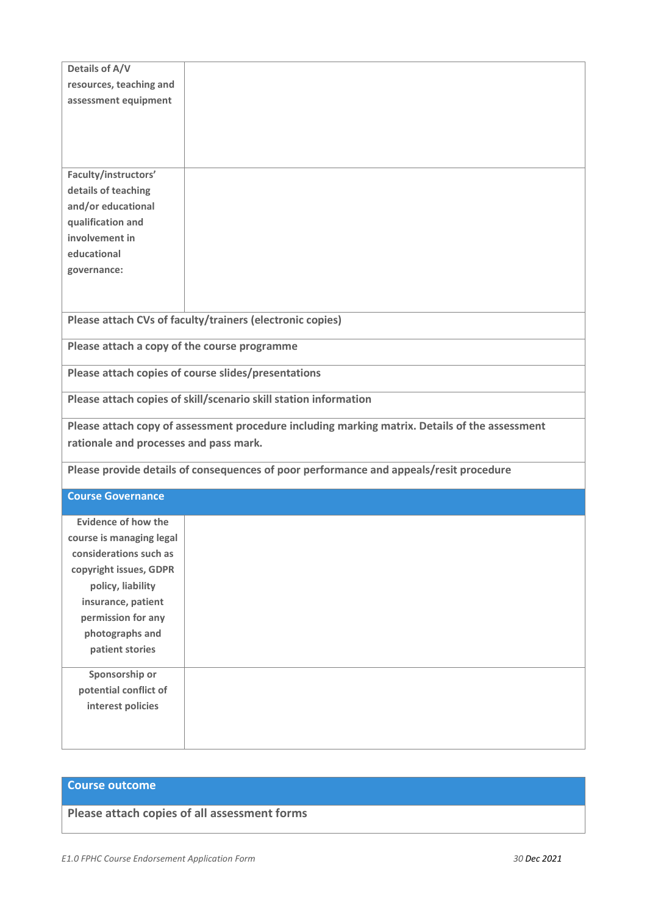| | |
|---|---|
| **Details of A/V resources, teaching and assessment equipment** | |
| **Faculty/instructors' details of teaching and/or educational qualification and involvement in educational governance:** | |
| **Please attach CVs of faculty/trainers (electronic copies)** | |
| **Please attach a copy of the course programme** | |
| **Please attach copies of course slides/presentations** | |
| **Please attach copies of skill/scenario skill station information** | |
| **Please attach copy of assessment procedure including marking matrix. Details of the assessment rationale and processes and pass mark.** | |
| **Please provide details of consequences of poor performance and appeals/resit procedure** | |
| **Course Governance** | |
| **Evidence of how the course is managing legal considerations such as copyright issues, GDPR policy, liability insurance, patient permission for any photographs and patient stories** | |
| **Sponsorship or potential conflict of interest policies** | |

| |
|---|
| **Course outcome** |
| **Please attach copies of all assessment forms** |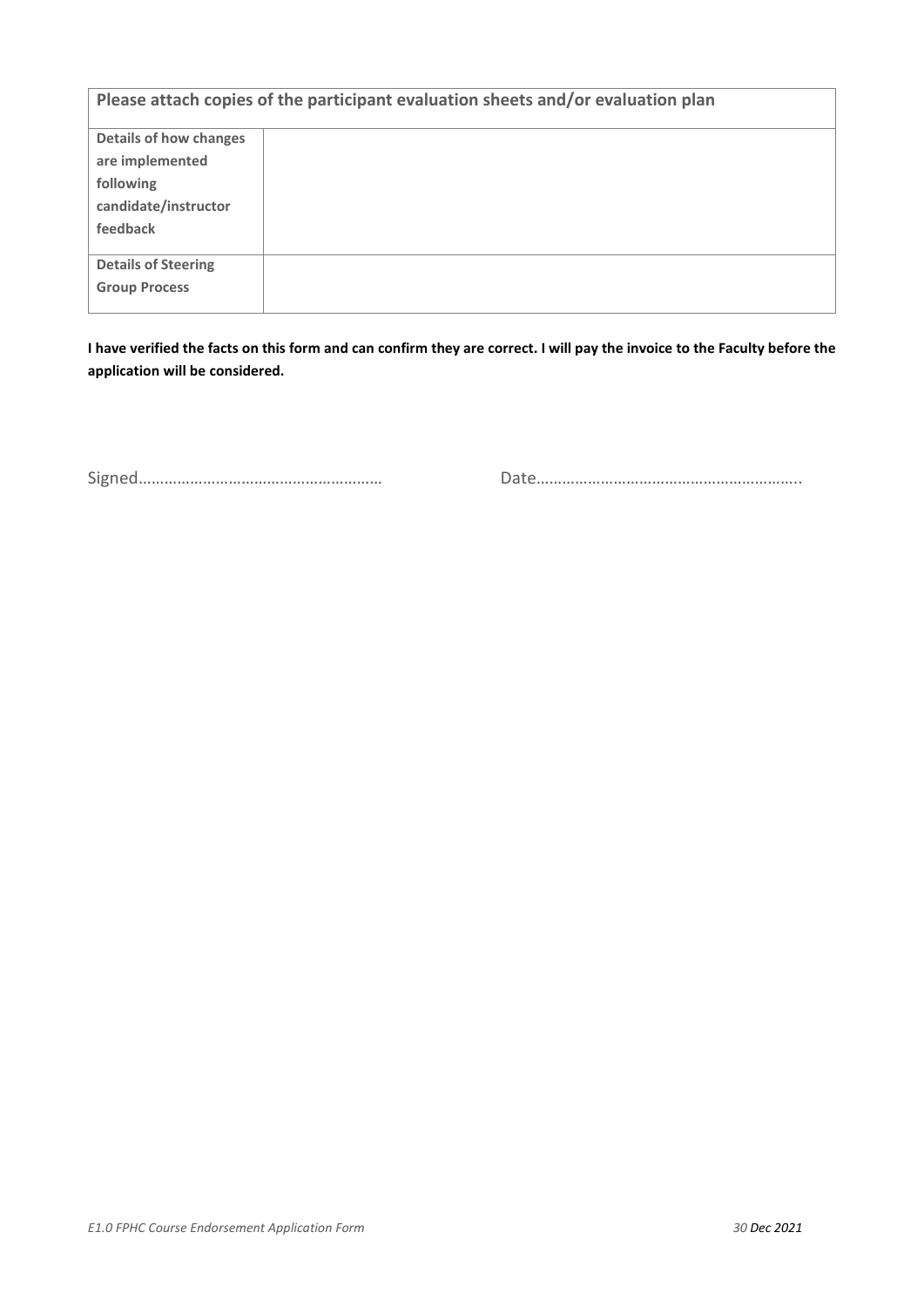| Please attach copies of the participant evaluation sheets and/or evaluation plan | |
|---|---|
| **Details of how changes are implemented following candidate/instructor feedback** | |
| **Details of Steering Group Process** | |

**I have verified the facts on this form and can confirm they are correct. I will pay the invoice to the Faculty before the application will be considered.**

Signed………………………………………………… Date……………………………………………………..